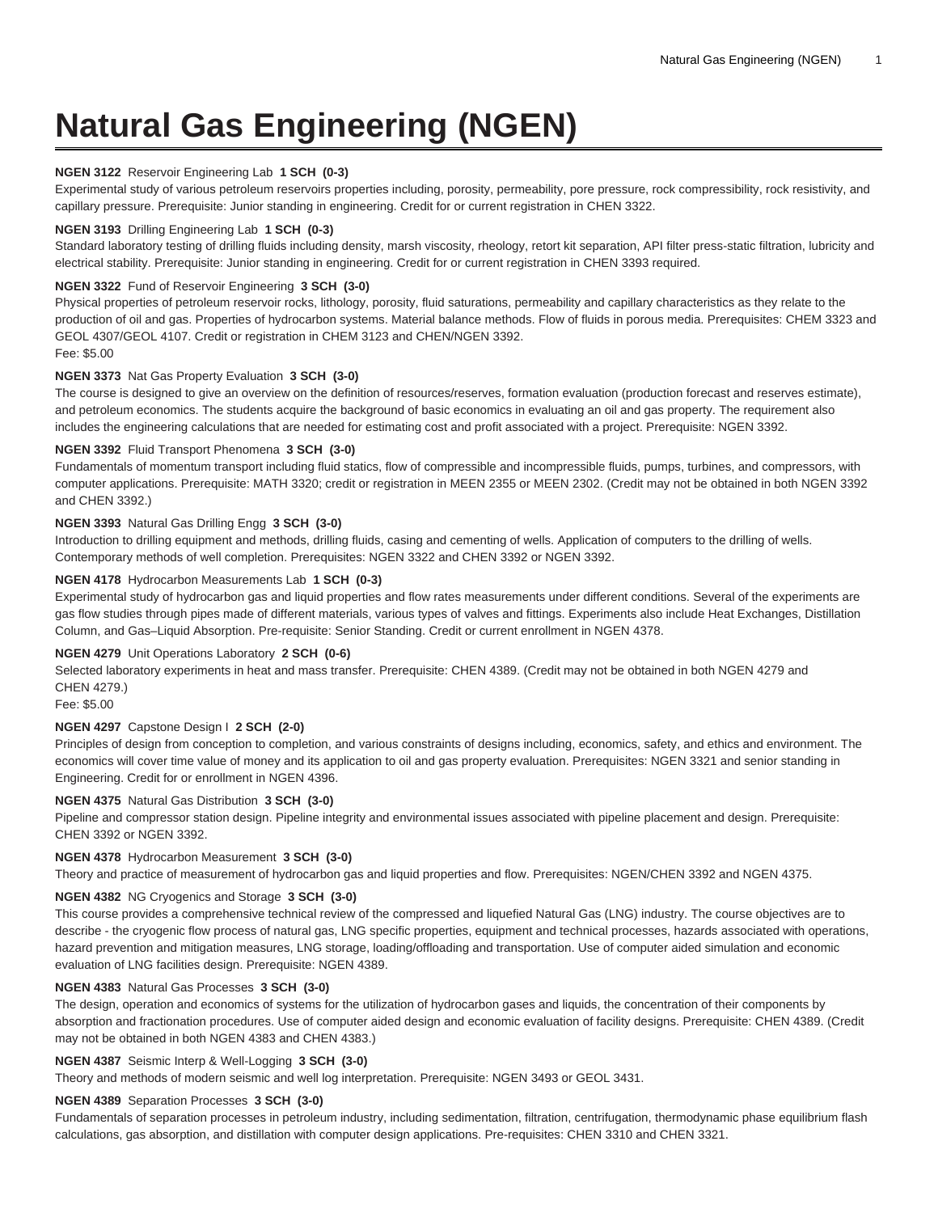# Natural Gas Engineering (NGEN)

**NGEN 3122** Reservoir Engineering Lab **1 SCH (0-3)**
Experimental study of various petroleum reservoirs properties including, porosity, permeability, pore pressure, rock compressibility, rock resistivity, and capillary pressure. Prerequisite: Junior standing in engineering. Credit for or current registration in CHEN 3322.

**NGEN 3193** Drilling Engineering Lab **1 SCH (0-3)**
Standard laboratory testing of drilling fluids including density, marsh viscosity, rheology, retort kit separation, API filter press-static filtration, lubricity and electrical stability. Prerequisite: Junior standing in engineering. Credit for or current registration in CHEN 3393 required.

**NGEN 3322** Fund of Reservoir Engineering **3 SCH (3-0)**
Physical properties of petroleum reservoir rocks, lithology, porosity, fluid saturations, permeability and capillary characteristics as they relate to the production of oil and gas. Properties of hydrocarbon systems. Material balance methods. Flow of fluids in porous media. Prerequisites: CHEM 3323 and GEOL 4307/GEOL 4107. Credit or registration in CHEM 3123 and CHEN/NGEN 3392.
Fee: $5.00

**NGEN 3373** Nat Gas Property Evaluation **3 SCH (3-0)**
The course is designed to give an overview on the definition of resources/reserves, formation evaluation (production forecast and reserves estimate), and petroleum economics. The students acquire the background of basic economics in evaluating an oil and gas property. The requirement also includes the engineering calculations that are needed for estimating cost and profit associated with a project. Prerequisite: NGEN 3392.

**NGEN 3392** Fluid Transport Phenomena **3 SCH (3-0)**
Fundamentals of momentum transport including fluid statics, flow of compressible and incompressible fluids, pumps, turbines, and compressors, with computer applications. Prerequisite: MATH 3320; credit or registration in MEEN 2355 or MEEN 2302. (Credit may not be obtained in both NGEN 3392 and CHEN 3392.)

**NGEN 3393** Natural Gas Drilling Engg **3 SCH (3-0)**
Introduction to drilling equipment and methods, drilling fluids, casing and cementing of wells. Application of computers to the drilling of wells. Contemporary methods of well completion. Prerequisites: NGEN 3322 and CHEN 3392 or NGEN 3392.

**NGEN 4178** Hydrocarbon Measurements Lab **1 SCH (0-3)**
Experimental study of hydrocarbon gas and liquid properties and flow rates measurements under different conditions. Several of the experiments are gas flow studies through pipes made of different materials, various types of valves and fittings. Experiments also include Heat Exchanges, Distillation Column, and Gas–Liquid Absorption. Pre-requisite: Senior Standing. Credit or current enrollment in NGEN 4378.

**NGEN 4279** Unit Operations Laboratory **2 SCH (0-6)**
Selected laboratory experiments in heat and mass transfer. Prerequisite: CHEN 4389. (Credit may not be obtained in both NGEN 4279 and CHEN 4279.)
Fee: $5.00

**NGEN 4297** Capstone Design I **2 SCH (2-0)**
Principles of design from conception to completion, and various constraints of designs including, economics, safety, and ethics and environment. The economics will cover time value of money and its application to oil and gas property evaluation. Prerequisites: NGEN 3321 and senior standing in Engineering. Credit for or enrollment in NGEN 4396.

**NGEN 4375** Natural Gas Distribution **3 SCH (3-0)**
Pipeline and compressor station design. Pipeline integrity and environmental issues associated with pipeline placement and design. Prerequisite: CHEN 3392 or NGEN 3392.

**NGEN 4378** Hydrocarbon Measurement **3 SCH (3-0)**
Theory and practice of measurement of hydrocarbon gas and liquid properties and flow. Prerequisites: NGEN/CHEN 3392 and NGEN 4375.

**NGEN 4382** NG Cryogenics and Storage **3 SCH (3-0)**
This course provides a comprehensive technical review of the compressed and liquefied Natural Gas (LNG) industry. The course objectives are to describe - the cryogenic flow process of natural gas, LNG specific properties, equipment and technical processes, hazards associated with operations, hazard prevention and mitigation measures, LNG storage, loading/offloading and transportation. Use of computer aided simulation and economic evaluation of LNG facilities design. Prerequisite: NGEN 4389.

**NGEN 4383** Natural Gas Processes **3 SCH (3-0)**
The design, operation and economics of systems for the utilization of hydrocarbon gases and liquids, the concentration of their components by absorption and fractionation procedures. Use of computer aided design and economic evaluation of facility designs. Prerequisite: CHEN 4389. (Credit may not be obtained in both NGEN 4383 and CHEN 4383.)

**NGEN 4387** Seismic Interp & Well-Logging **3 SCH (3-0)**
Theory and methods of modern seismic and well log interpretation. Prerequisite: NGEN 3493 or GEOL 3431.

**NGEN 4389** Separation Processes **3 SCH (3-0)**
Fundamentals of separation processes in petroleum industry, including sedimentation, filtration, centrifugation, thermodynamic phase equilibrium flash calculations, gas absorption, and distillation with computer design applications. Pre-requisites: CHEN 3310 and CHEN 3321.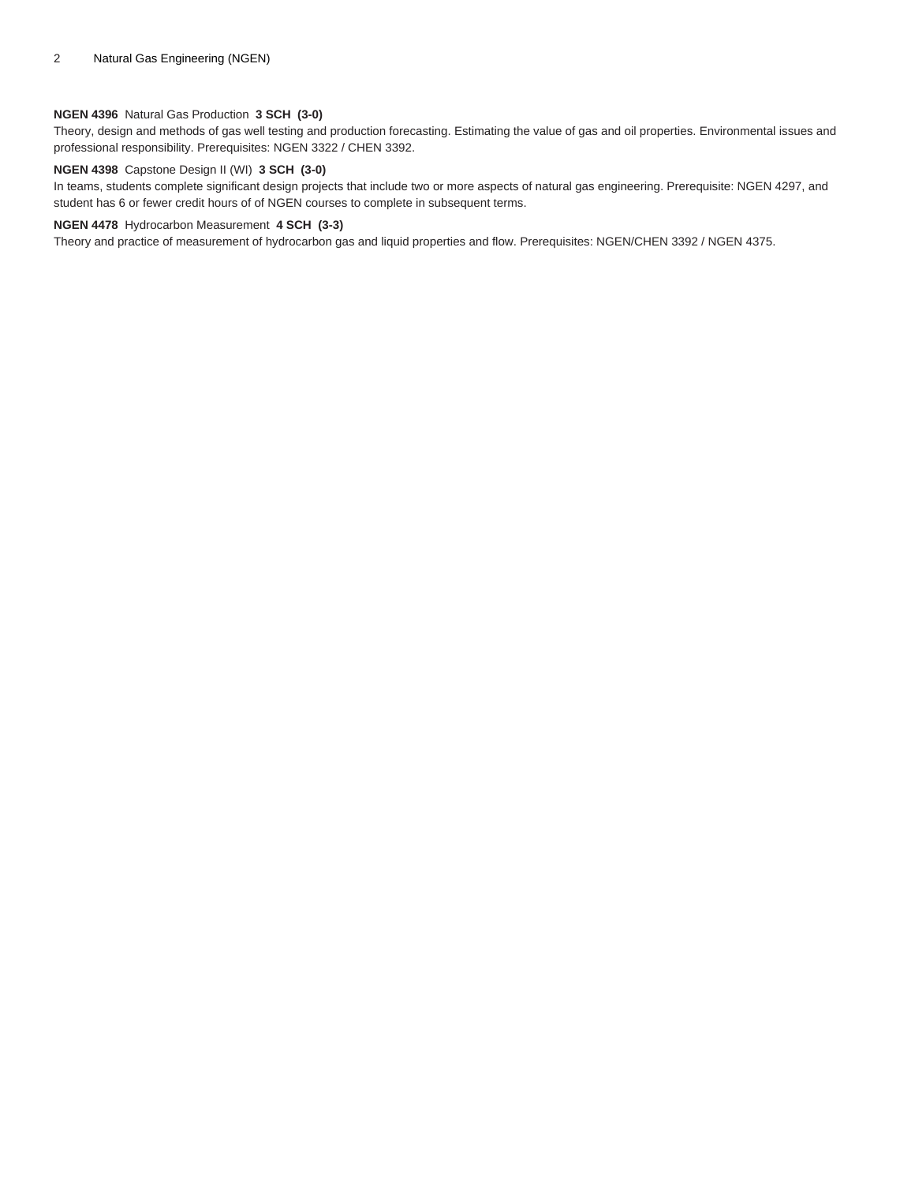**NGEN 4396** Natural Gas Production **3 SCH (3-0)**
Theory, design and methods of gas well testing and production forecasting. Estimating the value of gas and oil properties. Environmental issues and professional responsibility. Prerequisites: NGEN 3322 / CHEN 3392.

**NGEN 4398** Capstone Design II (WI) **3 SCH (3-0)**
In teams, students complete significant design projects that include two or more aspects of natural gas engineering. Prerequisite: NGEN 4297, and student has 6 or fewer credit hours of of NGEN courses to complete in subsequent terms.

**NGEN 4478** Hydrocarbon Measurement **4 SCH (3-3)**
Theory and practice of measurement of hydrocarbon gas and liquid properties and flow. Prerequisites: NGEN/CHEN 3392 / NGEN 4375.